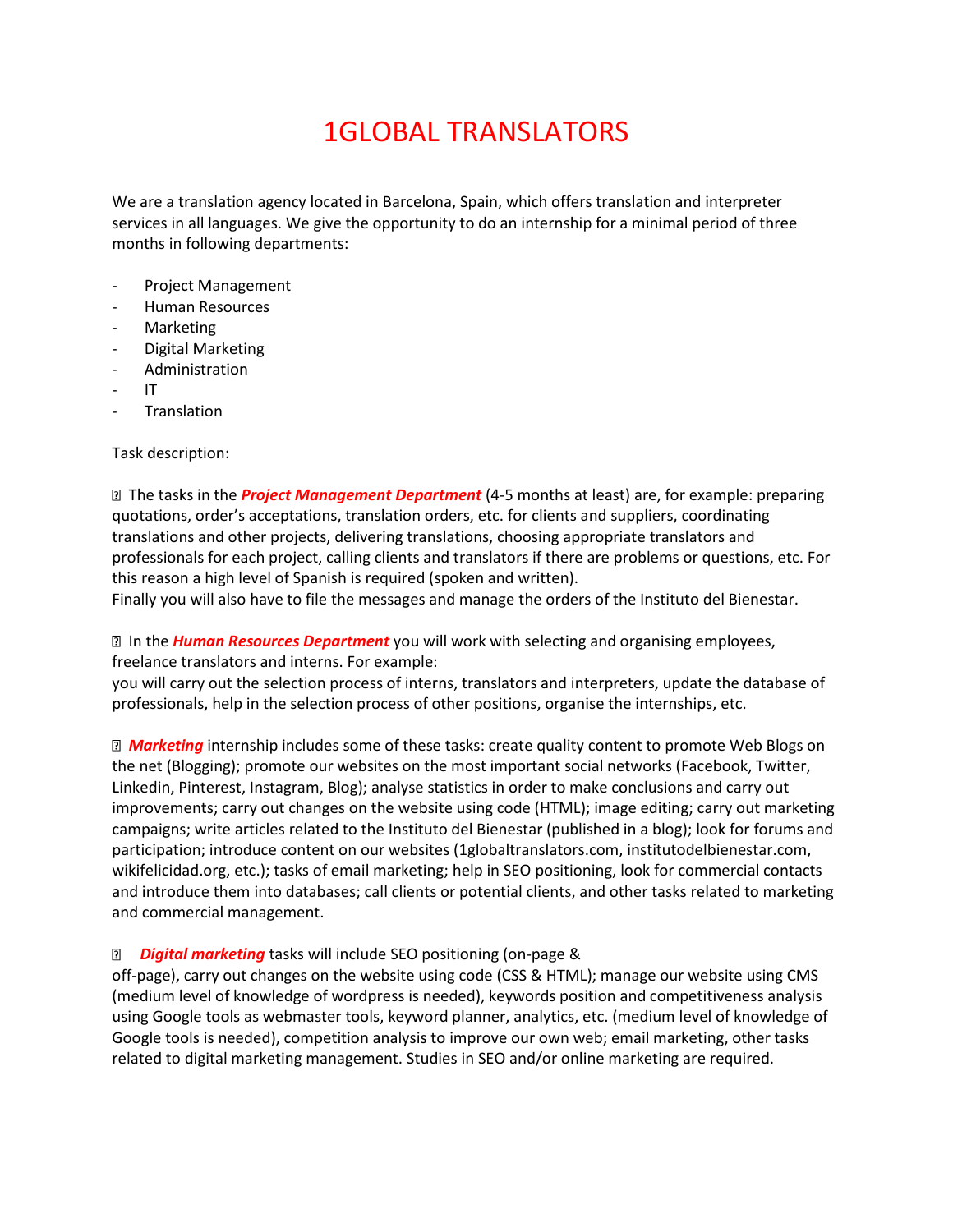# 1GLOBAL TRANSLATORS

We are a translation agency located in Barcelona, Spain, which offers translation and interpreter services in all languages. We give the opportunity to do an internship for a minimal period of three months in following departments:

- Project Management
- Human Resources
- Marketing
- Digital Marketing
- Administration
- IT
- Translation

Task description:

- The tasks in the ***Project Management Department*** (4-5 months at least) are, for example: preparing quotations, order's acceptations, translation orders, etc. for clients and suppliers, coordinating translations and other projects, delivering translations, choosing appropriate translators and professionals for each project, calling clients and translators if there are problems or questions, etc. For this reason a high level of Spanish is required (spoken and written).
  Finally you will also have to file the messages and manage the orders of the Instituto del Bienestar.

- In the ***Human Resources Department*** you will work with selecting and organising employees, freelance translators and interns. For example:
  you will carry out the selection process of interns, translators and interpreters, update the database of professionals, help in the selection process of other positions, organise the internships, etc.

- ***Marketing*** internship includes some of these tasks: create quality content to promote Web Blogs on the net (Blogging); promote our websites on the most important social networks (Facebook, Twitter, Linkedin, Pinterest, Instagram, Blog); analyse statistics in order to make conclusions and carry out improvements; carry out changes on the website using code (HTML); image editing; carry out marketing campaigns; write articles related to the Instituto del Bienestar (published in a blog); look for forums and participation; introduce content on our websites (1globaltranslators.com, institutodelbienestar.com, wikifelicidad.org, etc.); tasks of email marketing; help in SEO positioning, look for commercial contacts and introduce them into databases; call clients or potential clients, and other tasks related to marketing and commercial management.

- ***Digital marketing*** tasks will include SEO positioning (on-page & off-page), carry out changes on the website using code (CSS & HTML); manage our website using CMS (medium level of knowledge of wordpress is needed), keywords position and competitiveness analysis using Google tools as webmaster tools, keyword planner, analytics, etc. (medium level of knowledge of Google tools is needed), competition analysis to improve our own web; email marketing, other tasks related to digital marketing management. Studies in SEO and/or online marketing are required.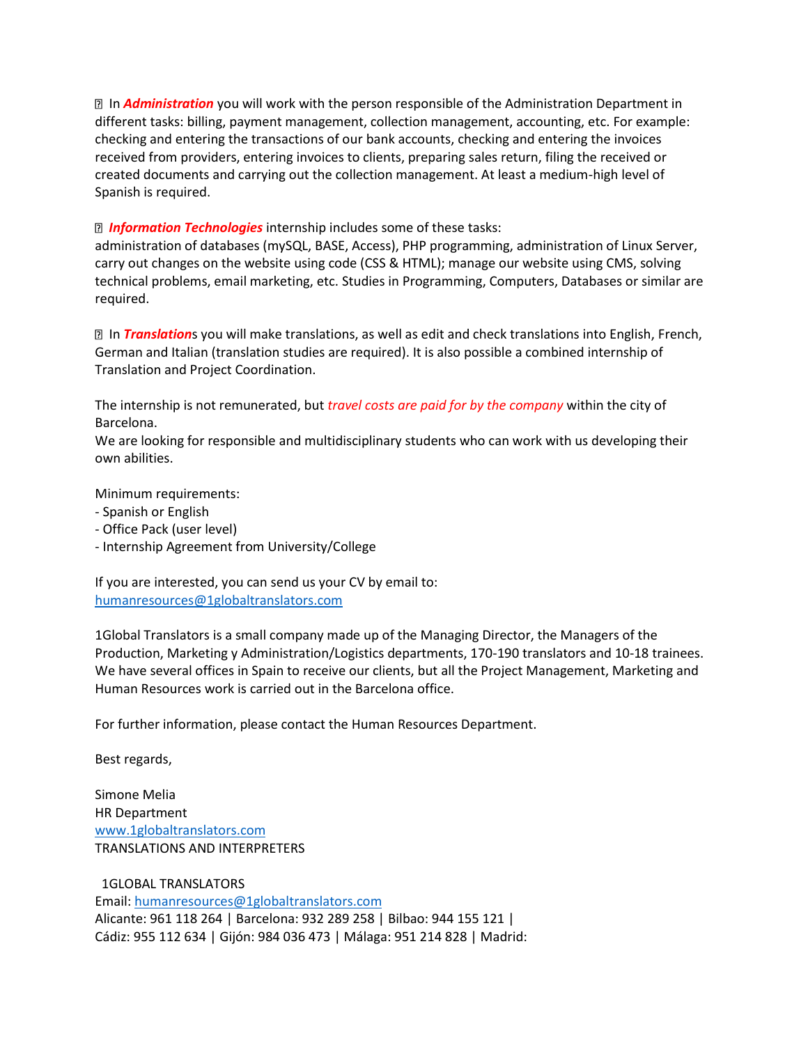- In ***Administration*** you will work with the person responsible of the Administration Department in different tasks: billing, payment management, collection management, accounting, etc. For example: checking and entering the transactions of our bank accounts, checking and entering the invoices received from providers, entering invoices to clients, preparing sales return, filing the received or created documents and carrying out the collection management. At least a medium-high level of Spanish is required.

- ***Information Technologies*** internship includes some of these tasks:
administration of databases (mySQL, BASE, Access), PHP programming, administration of Linux Server, carry out changes on the website using code (CSS & HTML); manage our website using CMS, solving technical problems, email marketing, etc. Studies in Programming, Computers, Databases or similar are required.

- In ***Translation***s you will make translations, as well as edit and check translations into English, French, German and Italian (translation studies are required). It is also possible a combined internship of Translation and Project Coordination.

The internship is not remunerated, but *travel costs are paid for by the company* within the city of Barcelona.
We are looking for responsible and multidisciplinary students who can work with us developing their own abilities.

Minimum requirements:
- Spanish or English
- Office Pack (user level)
- Internship Agreement from University/College

If you are interested, you can send us your CV by email to:
humanresources@1globaltranslators.com

1Global Translators is a small company made up of the Managing Director, the Managers of the Production, Marketing y Administration/Logistics departments, 170-190 translators and 10-18 trainees. We have several offices in Spain to receive our clients, but all the Project Management, Marketing and Human Resources work is carried out in the Barcelona office.

For further information, please contact the Human Resources Department.

Best regards,

Simone Melia
HR Department
www.1globaltranslators.com
TRANSLATIONS AND INTERPRETERS

1GLOBAL TRANSLATORS
Email: humanresources@1globaltranslators.com
Alicante: 961 118 264 | Barcelona: 932 289 258 | Bilbao: 944 155 121 |
Cádiz: 955 112 634 | Gijón: 984 036 473 | Málaga: 951 214 828 | Madrid: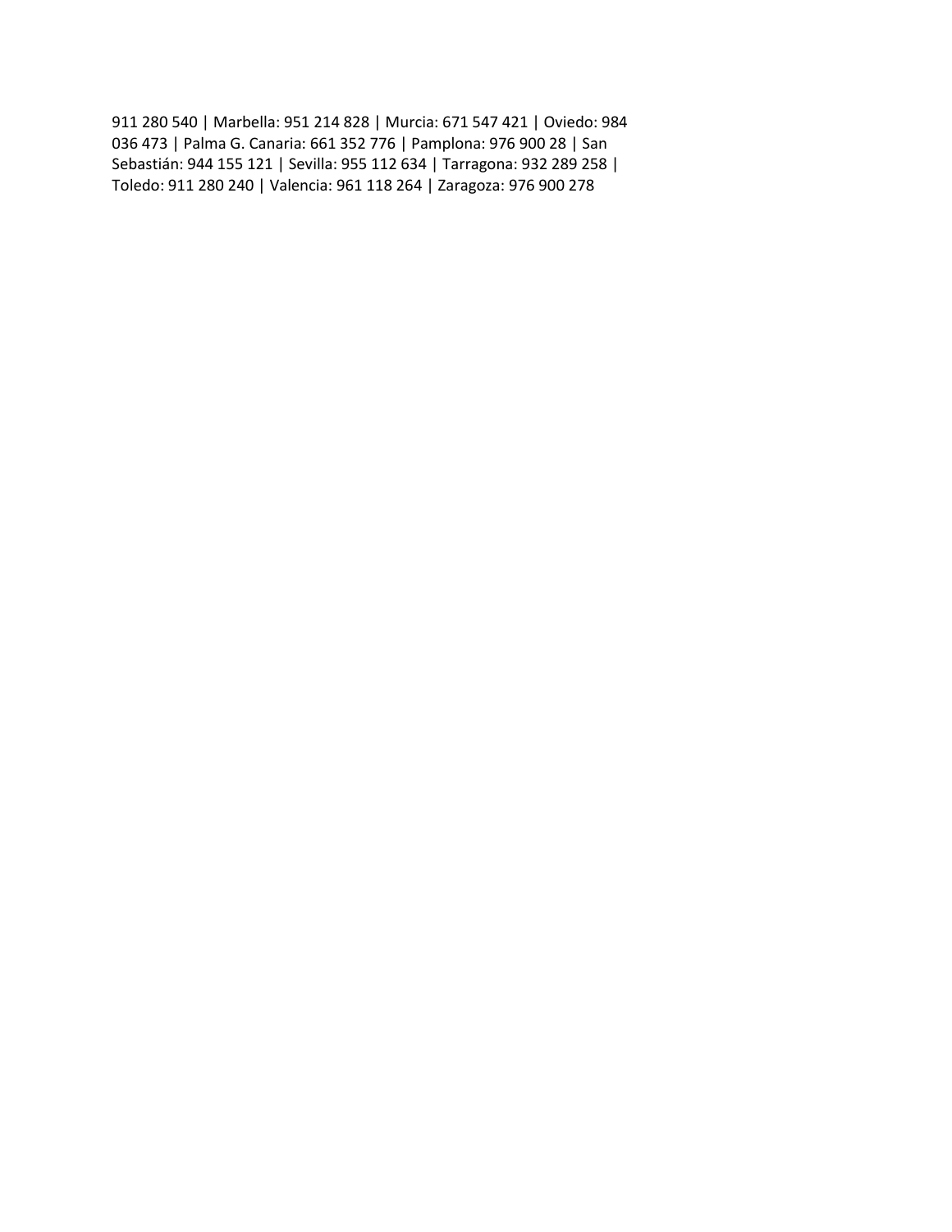911 280 540 | Marbella: 951 214 828 | Murcia: 671 547 421 | Oviedo: 984 036 473 | Palma G. Canaria: 661 352 776 | Pamplona: 976 900 28 | San Sebastián: 944 155 121 | Sevilla: 955 112 634 | Tarragona: 932 289 258 | Toledo: 911 280 240 | Valencia: 961 118 264 | Zaragoza: 976 900 278